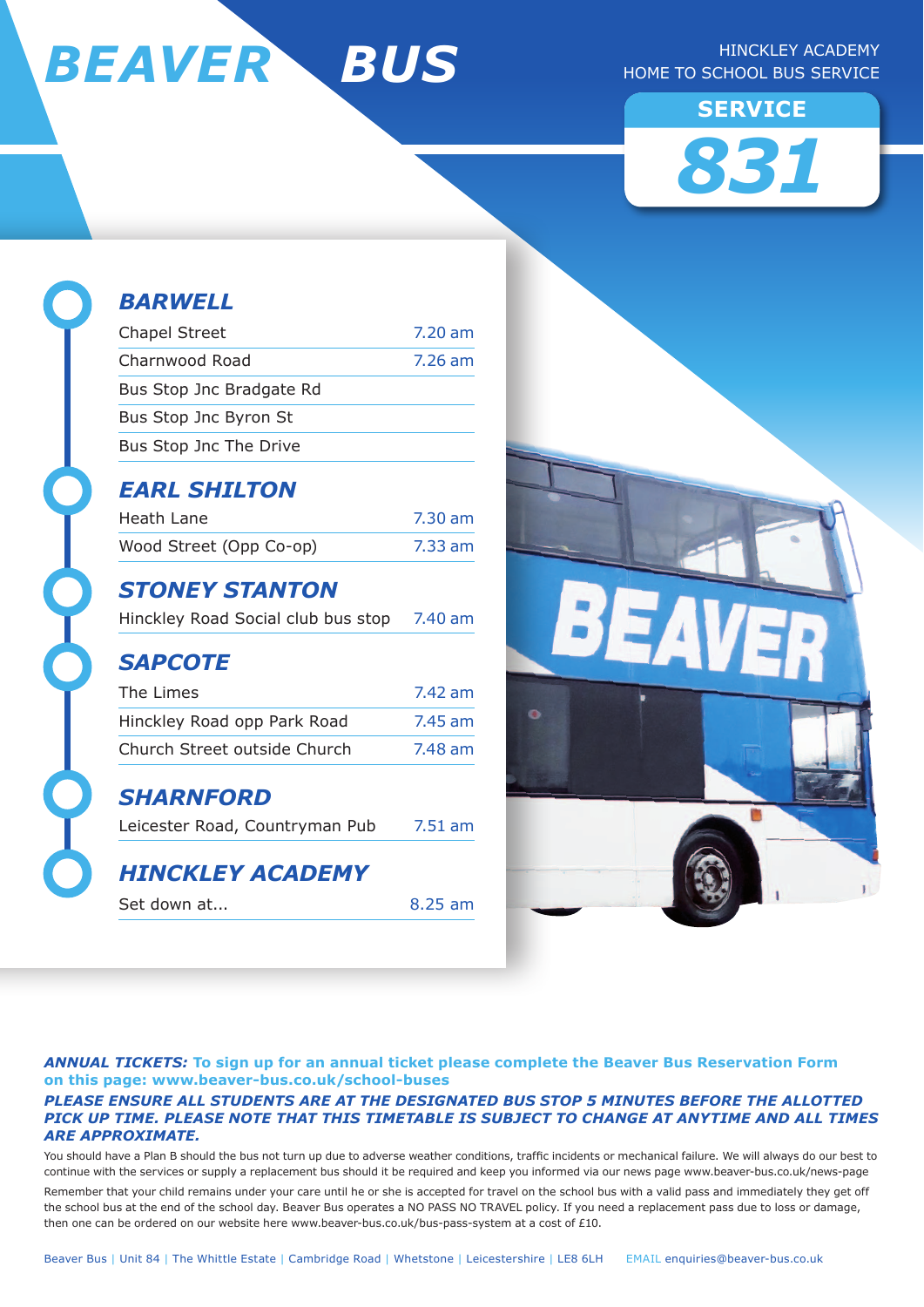# BEAVER BUS

HINCKLEY ACADEMY
HOME TO SCHOOL BUS SERVICE

**SERVICE 831**

## BARWELL

| Stop | Time |
|---|---|
| Chapel Street | 7.20 am |
| Charnwood Road | 7.26 am |
| Bus Stop Jnc Bradgate Rd | |
| Bus Stop Jnc Byron St | |
| Bus Stop Jnc The Drive | |

## EARL SHILTON

| Stop | Time |
|---|---|
| Heath Lane | 7.30 am |
| Wood Street (Opp Co-op) | 7.33 am |

## STONEY STANTON

| Stop | Time |
|---|---|
| Hinckley Road Social club bus stop | 7.40 am |

## SAPCOTE

| Stop | Time |
|---|---|
| The Limes | 7.42 am |
| Hinckley Road opp Park Road | 7.45 am |
| Church Street outside Church | 7.48 am |

## SHARNFORD

| Stop | Time |
|---|---|
| Leicester Road, Countryman Pub | 7.51 am |

## HINCKLEY ACADEMY

| Stop | Time |
|---|---|
| Set down at... | 8.25 am |

***ANNUAL TICKETS:*** **To sign up for an annual ticket please complete the Beaver Bus Reservation Form on this page: www.beaver-bus.co.uk/school-buses**

***PLEASE ENSURE ALL STUDENTS ARE AT THE DESIGNATED BUS STOP 5 MINUTES BEFORE THE ALLOTTED PICK UP TIME. PLEASE NOTE THAT THIS TIMETABLE IS SUBJECT TO CHANGE AT ANYTIME AND ALL TIMES ARE APPROXIMATE.***

You should have a Plan B should the bus not turn up due to adverse weather conditions, traffic incidents or mechanical failure. We will always do our best to continue with the services or supply a replacement bus should it be required and keep you informed via our news page www.beaver-bus.co.uk/news-page

Remember that your child remains under your care until he or she is accepted for travel on the school bus with a valid pass and immediately they get off the school bus at the end of the school day. Beaver Bus operates a NO PASS NO TRAVEL policy. If you need a replacement pass due to loss or damage, then one can be ordered on our website here www.beaver-bus.co.uk/bus-pass-system at a cost of £10.

Beaver Bus | Unit 84 | The Whittle Estate | Cambridge Road | Whetstone | Leicestershire | LE8 6LH EMAIL enquiries@beaver-bus.co.uk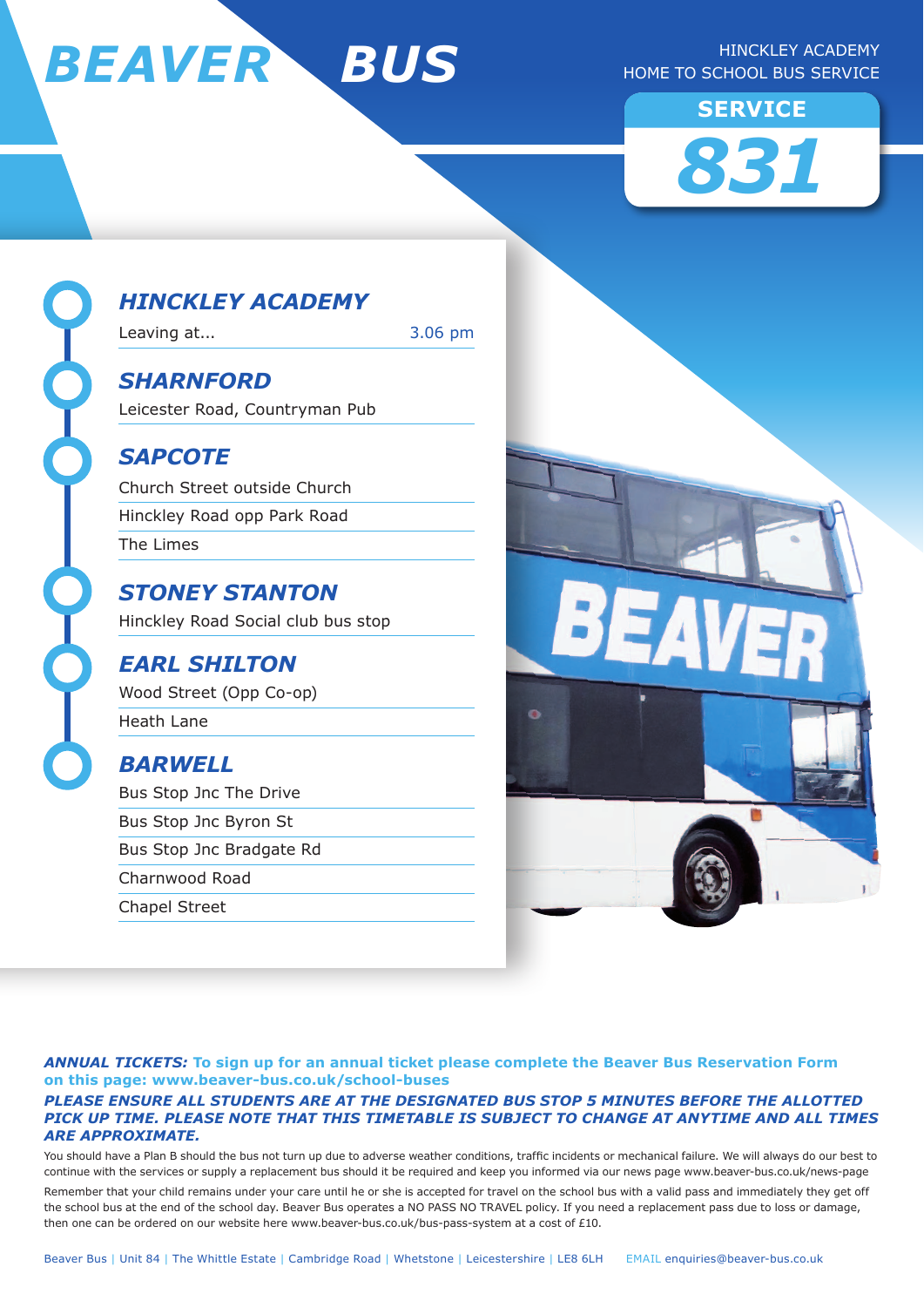# BEAVER BUS

HINCKLEY ACADEMY
HOME TO SCHOOL BUS SERVICE

**SERVICE**
**831**

## HINCKLEY ACADEMY

| | |
|---|---|
| Leaving at... | 3.06 pm |

## SHARNFORD

Leicester Road, Countryman Pub

## SAPCOTE

Church Street outside Church

Hinckley Road opp Park Road

The Limes

## STONEY STANTON

Hinckley Road Social club bus stop

## EARL SHILTON

Wood Street (Opp Co-op)

Heath Lane

## BARWELL

Bus Stop Jnc The Drive

Bus Stop Jnc Byron St

Bus Stop Jnc Bradgate Rd

Charnwood Road

Chapel Street

***ANNUAL TICKETS:*** **To sign up for an annual ticket please complete the Beaver Bus Reservation Form on this page: www.beaver-bus.co.uk/school-buses**

***PLEASE ENSURE ALL STUDENTS ARE AT THE DESIGNATED BUS STOP 5 MINUTES BEFORE THE ALLOTTED PICK UP TIME. PLEASE NOTE THAT THIS TIMETABLE IS SUBJECT TO CHANGE AT ANYTIME AND ALL TIMES ARE APPROXIMATE.***

You should have a Plan B should the bus not turn up due to adverse weather conditions, traffic incidents or mechanical failure. We will always do our best to continue with the services or supply a replacement bus should it be required and keep you informed via our news page www.beaver-bus.co.uk/news-page

Remember that your child remains under your care until he or she is accepted for travel on the school bus with a valid pass and immediately they get off the school bus at the end of the school day. Beaver Bus operates a NO PASS NO TRAVEL policy. If you need a replacement pass due to loss or damage, then one can be ordered on our website here www.beaver-bus.co.uk/bus-pass-system at a cost of £10.

Beaver Bus | Unit 84 | The Whittle Estate | Cambridge Road | Whetstone | Leicestershire | LE8 6LH EMAIL enquiries@beaver-bus.co.uk